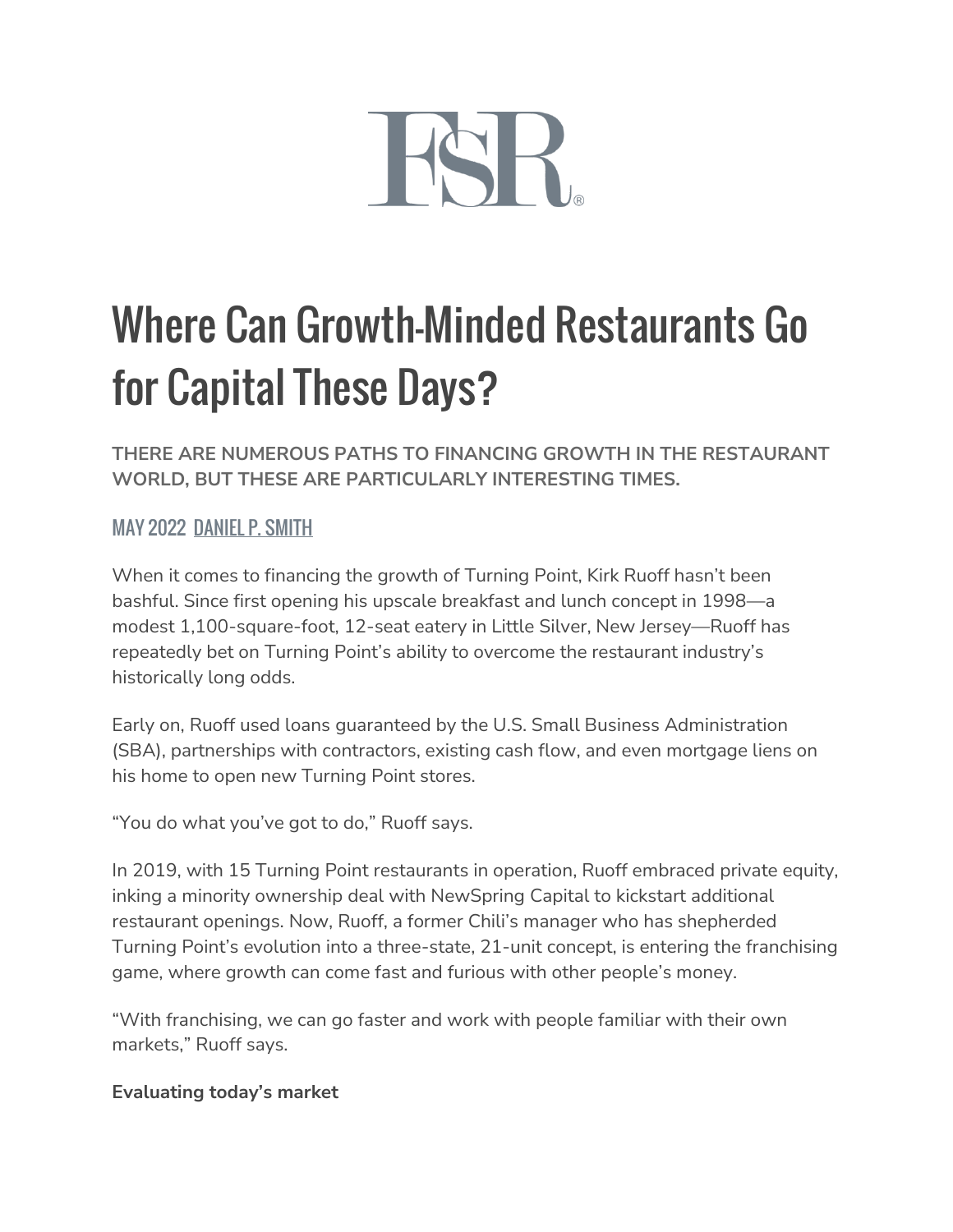FSR

# Where Can Growth-Minded Restaurants Go for Capital These Days?

**THERE ARE NUMEROUS PATHS TO FINANCING GROWTH IN THE RESTAURANT WORLD, BUT THESE ARE PARTICULARLY INTERESTING TIMES.**

MAY 2022 DANIEL P. SMITH

When it comes to financing the growth of Turning Point, Kirk Ruoff hasn't been bashful. Since first opening his upscale breakfast and lunch concept in 1998—a modest 1,100-square-foot, 12-seat eatery in Little Silver, New Jersey—Ruoff has repeatedly bet on Turning Point's ability to overcome the restaurant industry's historically long odds.

Early on, Ruoff used loans guaranteed by the U.S. Small Business Administration (SBA), partnerships with contractors, existing cash flow, and even mortgage liens on his home to open new Turning Point stores.

"You do what you've got to do," Ruoff says.

In 2019, with 15 Turning Point restaurants in operation, Ruoff embraced private equity, inking a minority ownership deal with NewSpring Capital to kickstart additional restaurant openings. Now, Ruoff, a former Chili's manager who has shepherded Turning Point's evolution into a three-state, 21-unit concept, is entering the franchising game, where growth can come fast and furious with other people's money.

"With franchising, we can go faster and work with people familiar with their own markets," Ruoff says.

**Evaluating today's market**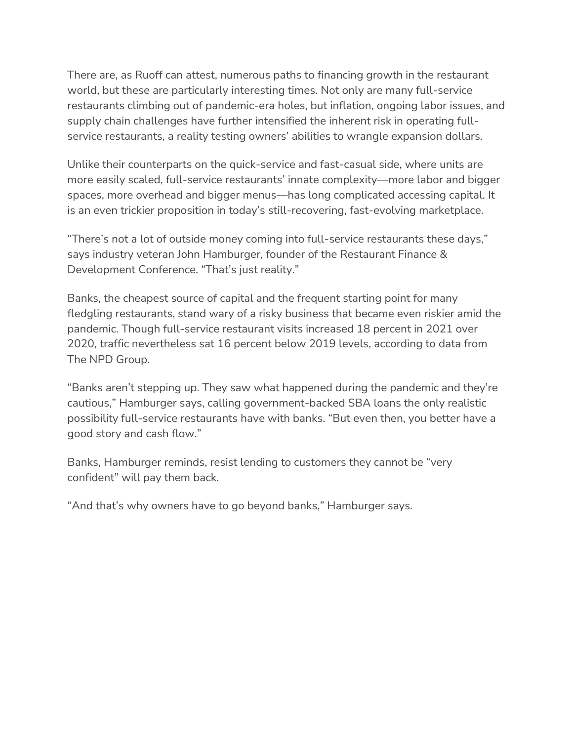There are, as Ruoff can attest, numerous paths to financing growth in the restaurant world, but these are particularly interesting times. Not only are many full-service restaurants climbing out of pandemic-era holes, but inflation, ongoing labor issues, and supply chain challenges have further intensified the inherent risk in operating full-service restaurants, a reality testing owners' abilities to wrangle expansion dollars.

Unlike their counterparts on the quick-service and fast-casual side, where units are more easily scaled, full-service restaurants' innate complexity—more labor and bigger spaces, more overhead and bigger menus—has long complicated accessing capital. It is an even trickier proposition in today's still-recovering, fast-evolving marketplace.

"There's not a lot of outside money coming into full-service restaurants these days," says industry veteran John Hamburger, founder of the Restaurant Finance & Development Conference. "That's just reality."

Banks, the cheapest source of capital and the frequent starting point for many fledgling restaurants, stand wary of a risky business that became even riskier amid the pandemic. Though full-service restaurant visits increased 18 percent in 2021 over 2020, traffic nevertheless sat 16 percent below 2019 levels, according to data from The NPD Group.

"Banks aren't stepping up. They saw what happened during the pandemic and they're cautious," Hamburger says, calling government-backed SBA loans the only realistic possibility full-service restaurants have with banks. "But even then, you better have a good story and cash flow."

Banks, Hamburger reminds, resist lending to customers they cannot be "very confident" will pay them back.

"And that's why owners have to go beyond banks," Hamburger says.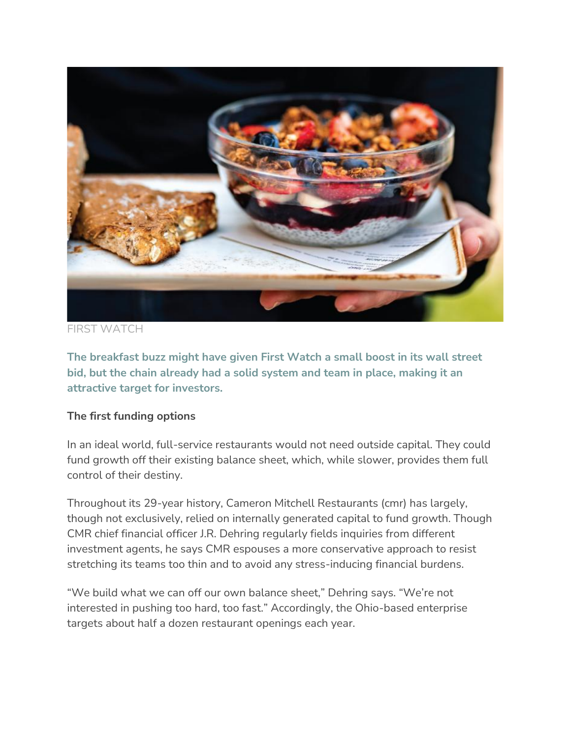FIRST WATCH

**The breakfast buzz might have given First Watch a small boost in its wall street bid, but the chain already had a solid system and team in place, making it an attractive target for investors.**

**The first funding options**

In an ideal world, full-service restaurants would not need outside capital. They could fund growth off their existing balance sheet, which, while slower, provides them full control of their destiny.

Throughout its 29-year history, Cameron Mitchell Restaurants (cmr) has largely, though not exclusively, relied on internally generated capital to fund growth. Though CMR chief financial officer J.R. Dehring regularly fields inquiries from different investment agents, he says CMR espouses a more conservative approach to resist stretching its teams too thin and to avoid any stress-inducing financial burdens.

"We build what we can off our own balance sheet," Dehring says. "We're not interested in pushing too hard, too fast." Accordingly, the Ohio-based enterprise targets about half a dozen restaurant openings each year.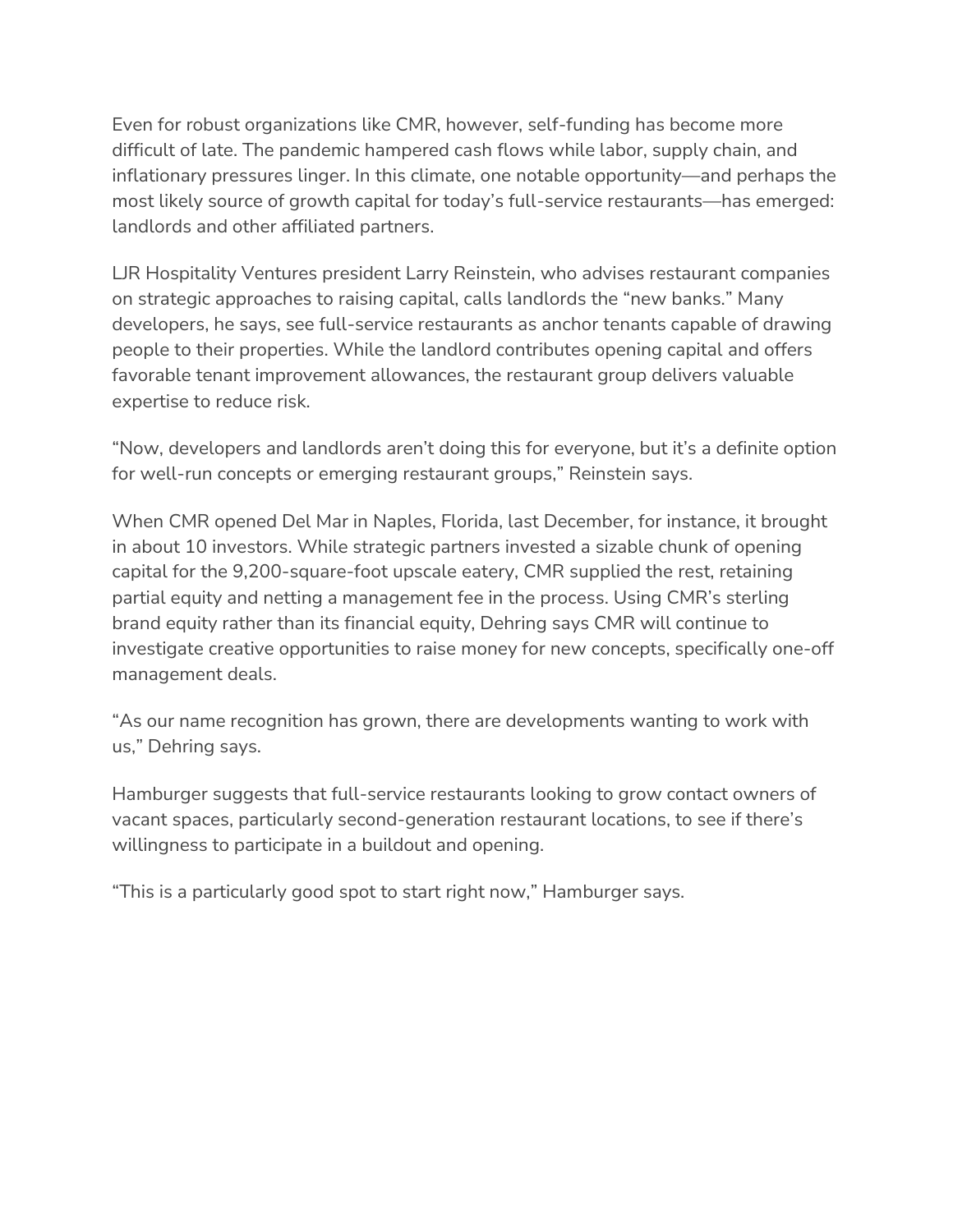Even for robust organizations like CMR, however, self-funding has become more difficult of late. The pandemic hampered cash flows while labor, supply chain, and inflationary pressures linger. In this climate, one notable opportunity—and perhaps the most likely source of growth capital for today's full-service restaurants—has emerged: landlords and other affiliated partners.

LJR Hospitality Ventures president Larry Reinstein, who advises restaurant companies on strategic approaches to raising capital, calls landlords the "new banks." Many developers, he says, see full-service restaurants as anchor tenants capable of drawing people to their properties. While the landlord contributes opening capital and offers favorable tenant improvement allowances, the restaurant group delivers valuable expertise to reduce risk.

"Now, developers and landlords aren't doing this for everyone, but it's a definite option for well-run concepts or emerging restaurant groups," Reinstein says.

When CMR opened Del Mar in Naples, Florida, last December, for instance, it brought in about 10 investors. While strategic partners invested a sizable chunk of opening capital for the 9,200-square-foot upscale eatery, CMR supplied the rest, retaining partial equity and netting a management fee in the process. Using CMR's sterling brand equity rather than its financial equity, Dehring says CMR will continue to investigate creative opportunities to raise money for new concepts, specifically one-off management deals.

"As our name recognition has grown, there are developments wanting to work with us," Dehring says.

Hamburger suggests that full-service restaurants looking to grow contact owners of vacant spaces, particularly second-generation restaurant locations, to see if there's willingness to participate in a buildout and opening.

"This is a particularly good spot to start right now," Hamburger says.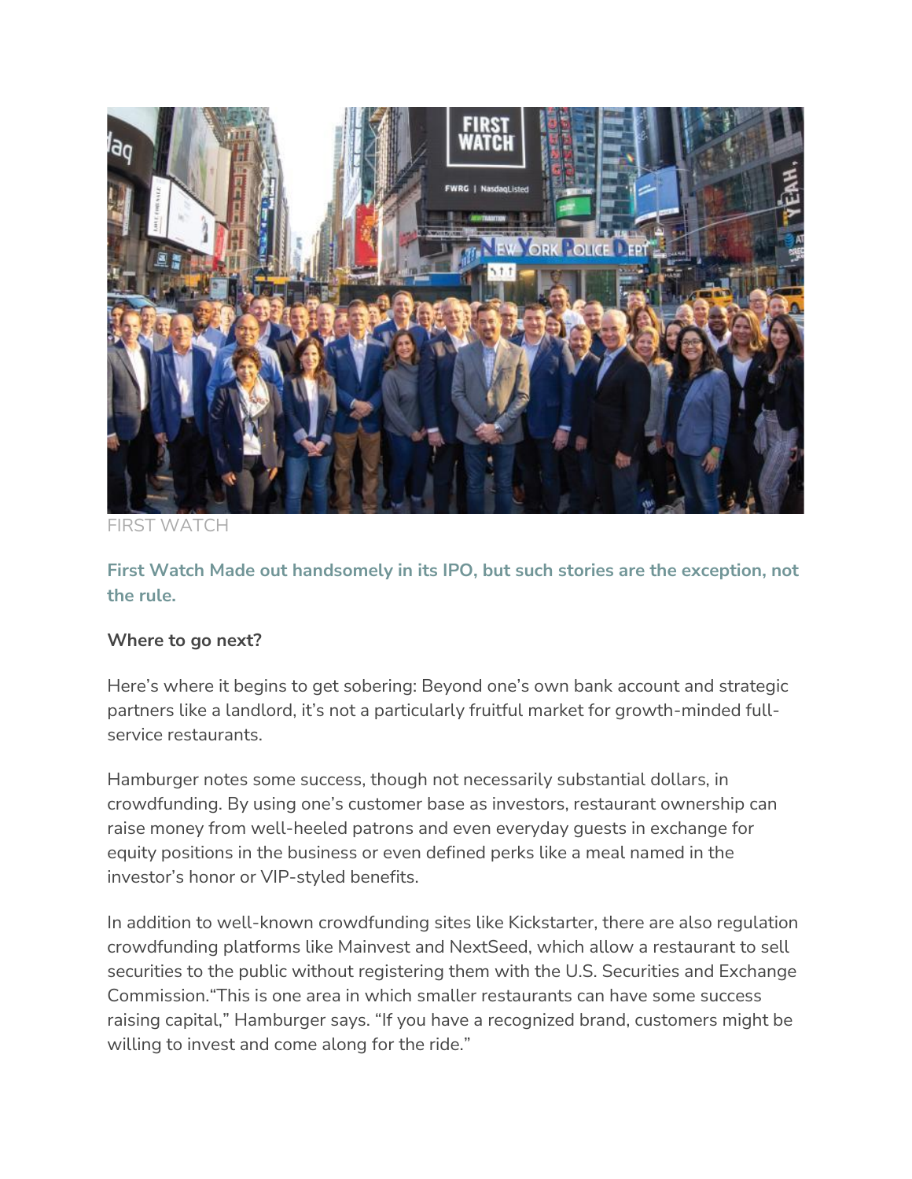FIRST WATCH

**First Watch Made out handsomely in its IPO, but such stories are the exception, not the rule.**

**Where to go next?**

Here's where it begins to get sobering: Beyond one's own bank account and strategic partners like a landlord, it's not a particularly fruitful market for growth-minded full-service restaurants.

Hamburger notes some success, though not necessarily substantial dollars, in crowdfunding. By using one's customer base as investors, restaurant ownership can raise money from well-heeled patrons and even everyday guests in exchange for equity positions in the business or even defined perks like a meal named in the investor's honor or VIP-styled benefits.

In addition to well-known crowdfunding sites like Kickstarter, there are also regulation crowdfunding platforms like Mainvest and NextSeed, which allow a restaurant to sell securities to the public without registering them with the U.S. Securities and Exchange Commission."This is one area in which smaller restaurants can have some success raising capital," Hamburger says. "If you have a recognized brand, customers might be willing to invest and come along for the ride."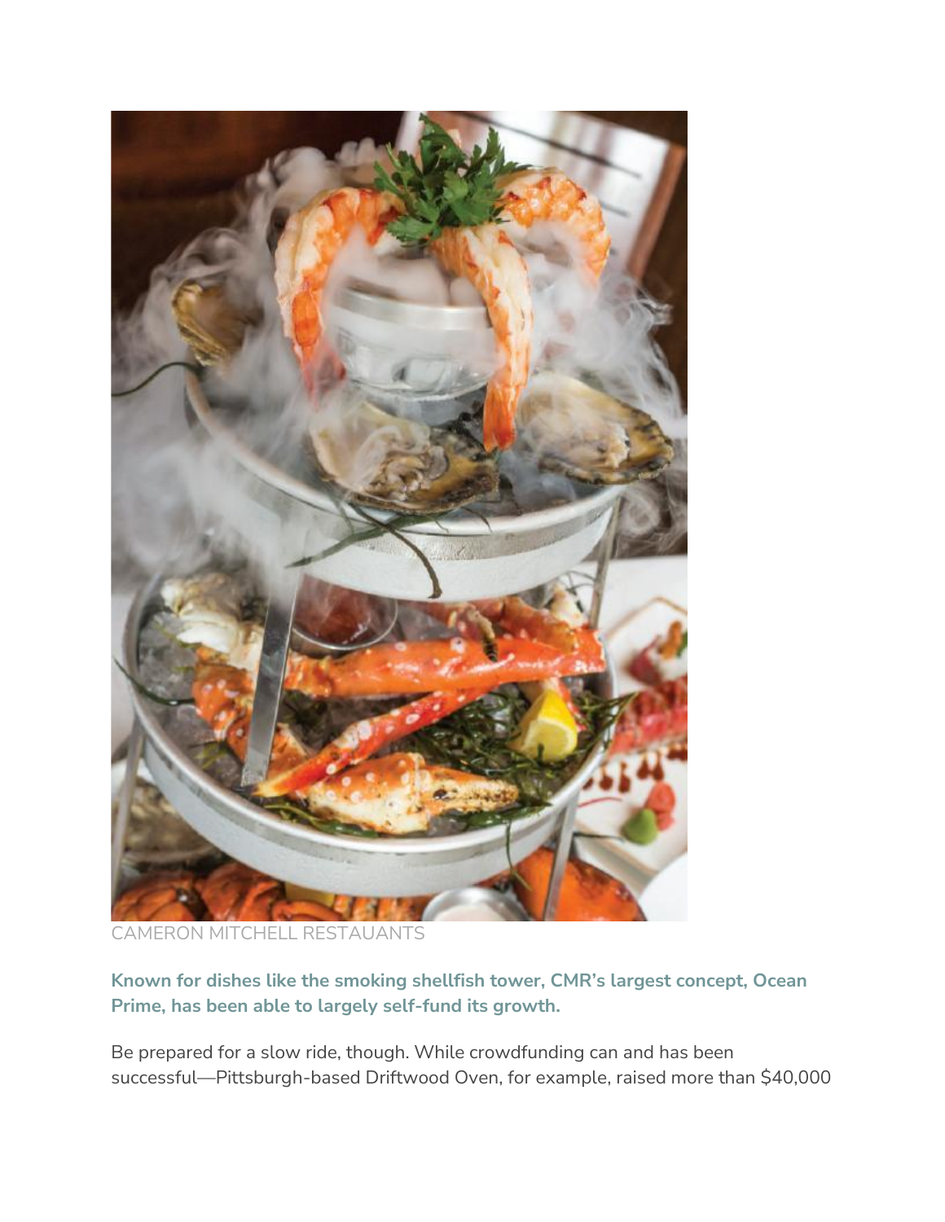CAMERON MITCHELL RESTAUANTS

**Known for dishes like the smoking shellfish tower, CMR's largest concept, Ocean Prime, has been able to largely self-fund its growth.**

Be prepared for a slow ride, though. While crowdfunding can and has been successful—Pittsburgh-based Driftwood Oven, for example, raised more than $40,000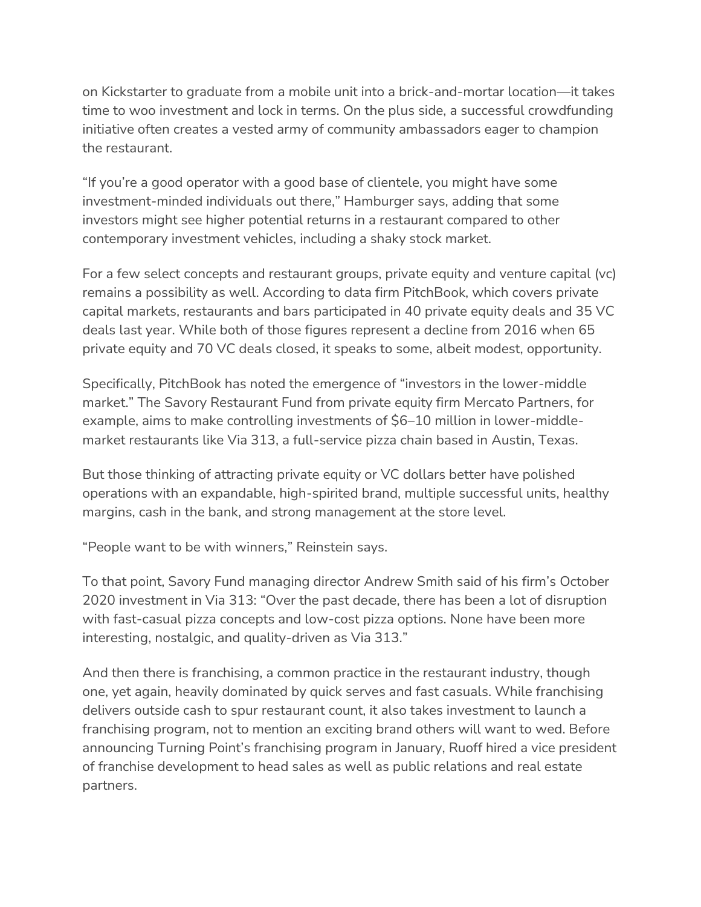on Kickstarter to graduate from a mobile unit into a brick-and-mortar location—it takes time to woo investment and lock in terms. On the plus side, a successful crowdfunding initiative often creates a vested army of community ambassadors eager to champion the restaurant.

“If you’re a good operator with a good base of clientele, you might have some investment-minded individuals out there,” Hamburger says, adding that some investors might see higher potential returns in a restaurant compared to other contemporary investment vehicles, including a shaky stock market.

For a few select concepts and restaurant groups, private equity and venture capital (vc) remains a possibility as well. According to data firm PitchBook, which covers private capital markets, restaurants and bars participated in 40 private equity deals and 35 VC deals last year. While both of those figures represent a decline from 2016 when 65 private equity and 70 VC deals closed, it speaks to some, albeit modest, opportunity.

Specifically, PitchBook has noted the emergence of “investors in the lower-middle market.” The Savory Restaurant Fund from private equity firm Mercato Partners, for example, aims to make controlling investments of $6–10 million in lower-middle-market restaurants like Via 313, a full-service pizza chain based in Austin, Texas.

But those thinking of attracting private equity or VC dollars better have polished operations with an expandable, high-spirited brand, multiple successful units, healthy margins, cash in the bank, and strong management at the store level.

“People want to be with winners,” Reinstein says.

To that point, Savory Fund managing director Andrew Smith said of his firm’s October 2020 investment in Via 313: “Over the past decade, there has been a lot of disruption with fast-casual pizza concepts and low-cost pizza options. None have been more interesting, nostalgic, and quality-driven as Via 313.”

And then there is franchising, a common practice in the restaurant industry, though one, yet again, heavily dominated by quick serves and fast casuals. While franchising delivers outside cash to spur restaurant count, it also takes investment to launch a franchising program, not to mention an exciting brand others will want to wed. Before announcing Turning Point’s franchising program in January, Ruoff hired a vice president of franchise development to head sales as well as public relations and real estate partners.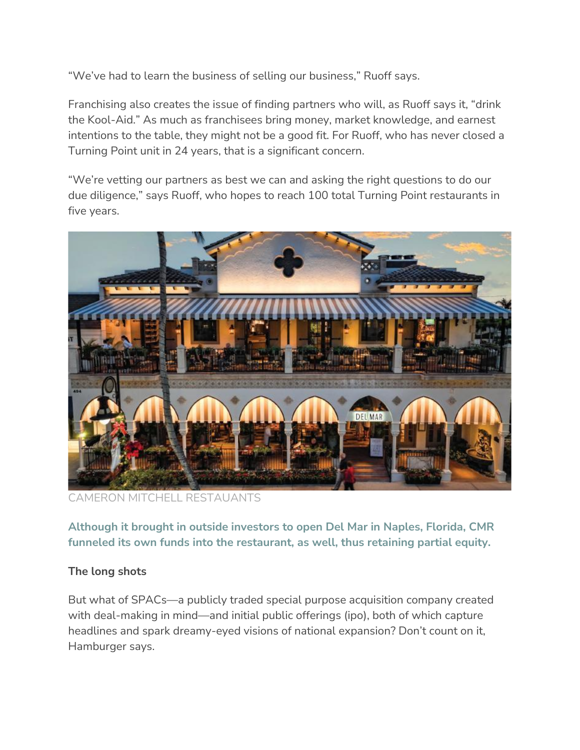"We've had to learn the business of selling our business," Ruoff says.

Franchising also creates the issue of finding partners who will, as Ruoff says it, "drink the Kool-Aid." As much as franchisees bring money, market knowledge, and earnest intentions to the table, they might not be a good fit. For Ruoff, who has never closed a Turning Point unit in 24 years, that is a significant concern.

"We're vetting our partners as best we can and asking the right questions to do our due diligence," says Ruoff, who hopes to reach 100 total Turning Point restaurants in five years.

CAMERON MITCHELL RESTAUANTS

**Although it brought in outside investors to open Del Mar in Naples, Florida, CMR funneled its own funds into the restaurant, as well, thus retaining partial equity.**

**The long shots**

But what of SPACs—a publicly traded special purpose acquisition company created with deal-making in mind—and initial public offerings (ipo), both of which capture headlines and spark dreamy-eyed visions of national expansion? Don't count on it, Hamburger says.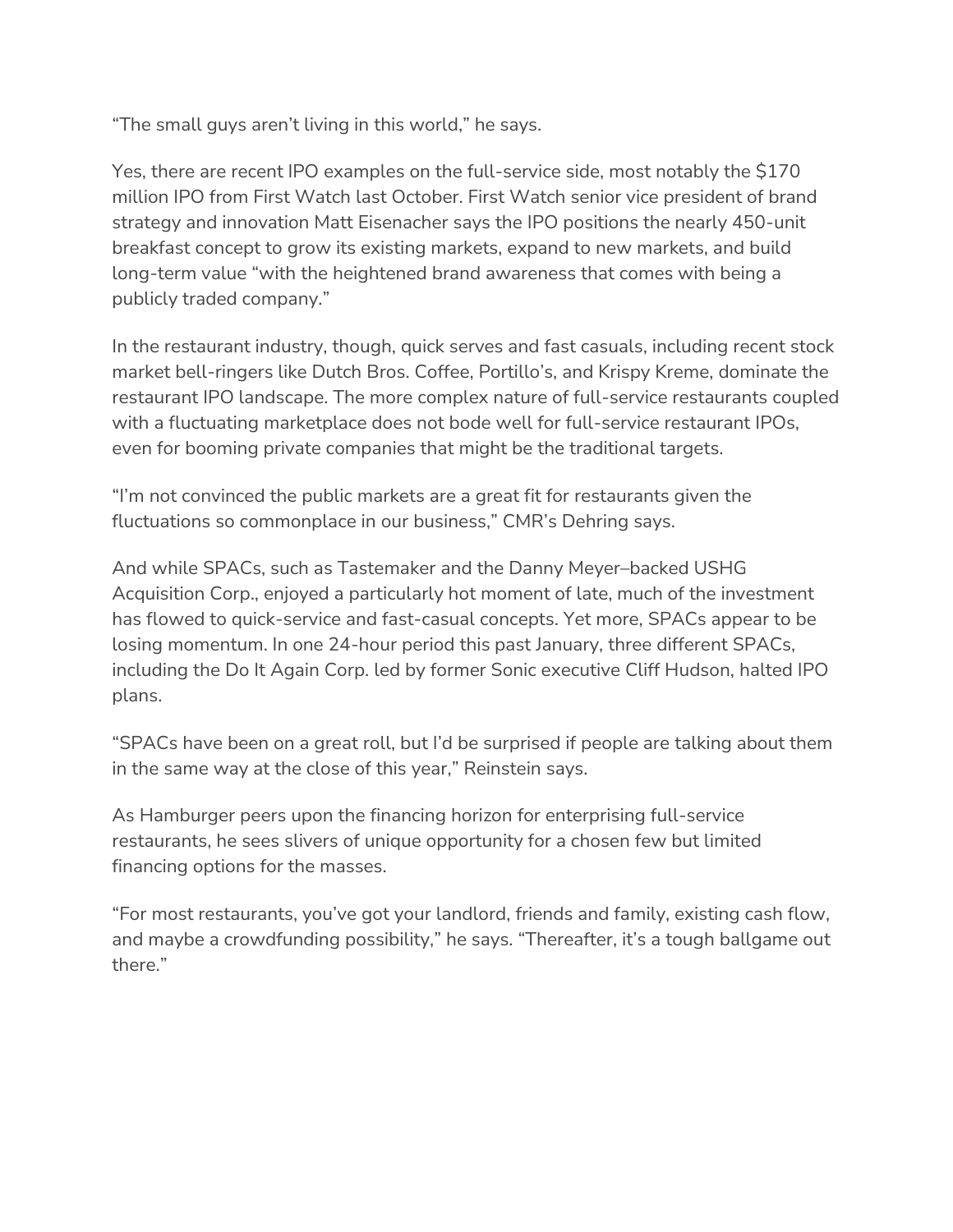"The small guys aren't living in this world," he says.

Yes, there are recent IPO examples on the full-service side, most notably the $170 million IPO from First Watch last October. First Watch senior vice president of brand strategy and innovation Matt Eisenacher says the IPO positions the nearly 450-unit breakfast concept to grow its existing markets, expand to new markets, and build long-term value "with the heightened brand awareness that comes with being a publicly traded company."

In the restaurant industry, though, quick serves and fast casuals, including recent stock market bell-ringers like Dutch Bros. Coffee, Portillo's, and Krispy Kreme, dominate the restaurant IPO landscape. The more complex nature of full-service restaurants coupled with a fluctuating marketplace does not bode well for full-service restaurant IPOs, even for booming private companies that might be the traditional targets.

"I'm not convinced the public markets are a great fit for restaurants given the fluctuations so commonplace in our business," CMR's Dehring says.

And while SPACs, such as Tastemaker and the Danny Meyer–backed USHG Acquisition Corp., enjoyed a particularly hot moment of late, much of the investment has flowed to quick-service and fast-casual concepts. Yet more, SPACs appear to be losing momentum. In one 24-hour period this past January, three different SPACs, including the Do It Again Corp. led by former Sonic executive Cliff Hudson, halted IPO plans.

"SPACs have been on a great roll, but I'd be surprised if people are talking about them in the same way at the close of this year," Reinstein says.

As Hamburger peers upon the financing horizon for enterprising full-service restaurants, he sees slivers of unique opportunity for a chosen few but limited financing options for the masses.

"For most restaurants, you've got your landlord, friends and family, existing cash flow, and maybe a crowdfunding possibility," he says. "Thereafter, it's a tough ballgame out there."